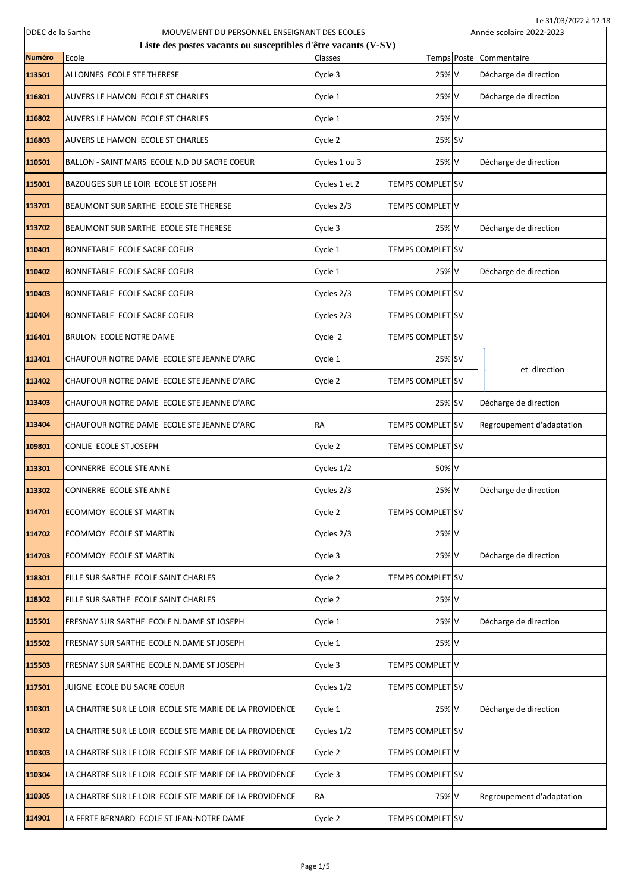DDEC de la Sarthe — MOUVEMENT DU PERSONNEL ENSEIGNANT DES ECOLES — Année scolaire 2022-2023

Le 31/03/2022 à 12:18

## Liste des postes vacants ou susceptibles d'être vacants (V-SV)

| Numéro | Ecole | Classes | Temps | Poste | Commentaire |
|---|---|---|---|---|---|
| 113501 | ALLONNES ECOLE STE THERESE | Cycle 3 | 25% | V | Décharge de direction |
| 116801 | AUVERS LE HAMON ECOLE ST CHARLES | Cycle 1 | 25% | V | Décharge de direction |
| 116802 | AUVERS LE HAMON ECOLE ST CHARLES | Cycle 1 | 25% | V | |
| 116803 | AUVERS LE HAMON ECOLE ST CHARLES | Cycle 2 | 25% | SV | |
| 110501 | BALLON - SAINT MARS ECOLE N.D DU SACRE COEUR | Cycles 1 ou 3 | 25% | V | Décharge de direction |
| 115001 | BAZOUGES SUR LE LOIR ECOLE ST JOSEPH | Cycles 1 et 2 | TEMPS COMPLET | SV | |
| 113701 | BEAUMONT SUR SARTHE ECOLE STE THERESE | Cycles 2/3 | TEMPS COMPLET | V | |
| 113702 | BEAUMONT SUR SARTHE ECOLE STE THERESE | Cycle 3 | 25% | V | Décharge de direction |
| 110401 | BONNETABLE ECOLE SACRE COEUR | Cycle 1 | TEMPS COMPLET | SV | |
| 110402 | BONNETABLE ECOLE SACRE COEUR | Cycle 1 | 25% | V | Décharge de direction |
| 110403 | BONNETABLE ECOLE SACRE COEUR | Cycles 2/3 | TEMPS COMPLET | SV | |
| 110404 | BONNETABLE ECOLE SACRE COEUR | Cycles 2/3 | TEMPS COMPLET | SV | |
| 116401 | BRULON ECOLE NOTRE DAME | Cycle 2 | TEMPS COMPLET | SV | |
| 113401 | CHAUFOUR NOTRE DAME ECOLE STE JEANNE D'ARC | Cycle 1 | 25% | SV | et direction |
| 113402 | CHAUFOUR NOTRE DAME ECOLE STE JEANNE D'ARC | Cycle 2 | TEMPS COMPLET | SV | |
| 113403 | CHAUFOUR NOTRE DAME ECOLE STE JEANNE D'ARC | | 25% | SV | Décharge de direction |
| 113404 | CHAUFOUR NOTRE DAME ECOLE STE JEANNE D'ARC | RA | TEMPS COMPLET | SV | Regroupement d'adaptation |
| 109801 | CONLIE ECOLE ST JOSEPH | Cycle 2 | TEMPS COMPLET | SV | |
| 113301 | CONNERRE ECOLE STE ANNE | Cycles 1/2 | 50% | V | |
| 113302 | CONNERRE ECOLE STE ANNE | Cycles 2/3 | 25% | V | Décharge de direction |
| 114701 | ECOMMOY ECOLE ST MARTIN | Cycle 2 | TEMPS COMPLET | SV | |
| 114702 | ECOMMOY ECOLE ST MARTIN | Cycles 2/3 | 25% | V | |
| 114703 | ECOMMOY ECOLE ST MARTIN | Cycle 3 | 25% | V | Décharge de direction |
| 118301 | FILLE SUR SARTHE ECOLE SAINT CHARLES | Cycle 2 | TEMPS COMPLET | SV | |
| 118302 | FILLE SUR SARTHE ECOLE SAINT CHARLES | Cycle 2 | 25% | V | |
| 115501 | FRESNAY SUR SARTHE ECOLE N.DAME ST JOSEPH | Cycle 1 | 25% | V | Décharge de direction |
| 115502 | FRESNAY SUR SARTHE ECOLE N.DAME ST JOSEPH | Cycle 1 | 25% | V | |
| 115503 | FRESNAY SUR SARTHE ECOLE N.DAME ST JOSEPH | Cycle 3 | TEMPS COMPLET | V | |
| 117501 | JUIGNE ECOLE DU SACRE COEUR | Cycles 1/2 | TEMPS COMPLET | SV | |
| 110301 | LA CHARTRE SUR LE LOIR ECOLE STE MARIE DE LA PROVIDENCE | Cycle 1 | 25% | V | Décharge de direction |
| 110302 | LA CHARTRE SUR LE LOIR ECOLE STE MARIE DE LA PROVIDENCE | Cycles 1/2 | TEMPS COMPLET | SV | |
| 110303 | LA CHARTRE SUR LE LOIR ECOLE STE MARIE DE LA PROVIDENCE | Cycle 2 | TEMPS COMPLET | V | |
| 110304 | LA CHARTRE SUR LE LOIR ECOLE STE MARIE DE LA PROVIDENCE | Cycle 3 | TEMPS COMPLET | SV | |
| 110305 | LA CHARTRE SUR LE LOIR ECOLE STE MARIE DE LA PROVIDENCE | RA | 75% | V | Regroupement d'adaptation |
| 114901 | LA FERTE BERNARD ECOLE ST JEAN-NOTRE DAME | Cycle 2 | TEMPS COMPLET | SV | |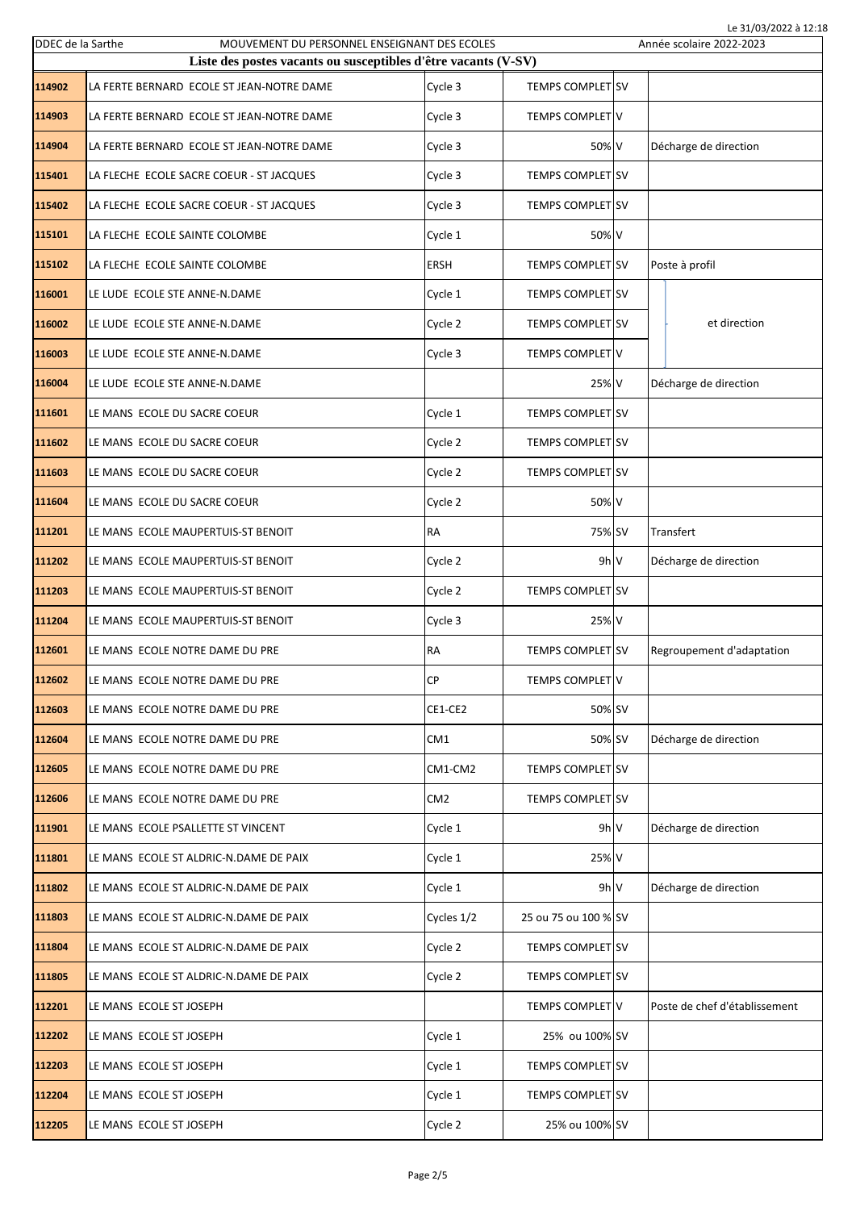DDEC de la Sarthe — MOUVEMENT DU PERSONNEL ENSEIGNANT DES ECOLES — Année scolaire 2022-2023

## Liste des postes vacants ou susceptibles d'être vacants (V-SV)

| | | | | | |
|---|---|---|---|---|---|
| 114902 | LA FERTE BERNARD ECOLE ST JEAN-NOTRE DAME | Cycle 3 | TEMPS COMPLET | SV | |
| 114903 | LA FERTE BERNARD ECOLE ST JEAN-NOTRE DAME | Cycle 3 | TEMPS COMPLET | V | |
| 114904 | LA FERTE BERNARD ECOLE ST JEAN-NOTRE DAME | Cycle 3 | 50% | V | Décharge de direction |
| 115401 | LA FLECHE ECOLE SACRE COEUR - ST JACQUES | Cycle 3 | TEMPS COMPLET | SV | |
| 115402 | LA FLECHE ECOLE SACRE COEUR - ST JACQUES | Cycle 3 | TEMPS COMPLET | SV | |
| 115101 | LA FLECHE ECOLE SAINTE COLOMBE | Cycle 1 | 50% | V | |
| 115102 | LA FLECHE ECOLE SAINTE COLOMBE | ERSH | TEMPS COMPLET | SV | Poste à profil |
| 116001 | LE LUDE ECOLE STE ANNE-N.DAME | Cycle 1 | TEMPS COMPLET | SV | et direction |
| 116002 | LE LUDE ECOLE STE ANNE-N.DAME | Cycle 2 | TEMPS COMPLET | SV | et direction |
| 116003 | LE LUDE ECOLE STE ANNE-N.DAME | Cycle 3 | TEMPS COMPLET | V | et direction |
| 116004 | LE LUDE ECOLE STE ANNE-N.DAME | | 25% | V | Décharge de direction |
| 111601 | LE MANS ECOLE DU SACRE COEUR | Cycle 1 | TEMPS COMPLET | SV | |
| 111602 | LE MANS ECOLE DU SACRE COEUR | Cycle 2 | TEMPS COMPLET | SV | |
| 111603 | LE MANS ECOLE DU SACRE COEUR | Cycle 2 | TEMPS COMPLET | SV | |
| 111604 | LE MANS ECOLE DU SACRE COEUR | Cycle 2 | 50% | V | |
| 111201 | LE MANS ECOLE MAUPERTUIS-ST BENOIT | RA | 75% | SV | Transfert |
| 111202 | LE MANS ECOLE MAUPERTUIS-ST BENOIT | Cycle 2 | 9h | V | Décharge de direction |
| 111203 | LE MANS ECOLE MAUPERTUIS-ST BENOIT | Cycle 2 | TEMPS COMPLET | SV | |
| 111204 | LE MANS ECOLE MAUPERTUIS-ST BENOIT | Cycle 3 | 25% | V | |
| 112601 | LE MANS ECOLE NOTRE DAME DU PRE | RA | TEMPS COMPLET | SV | Regroupement d'adaptation |
| 112602 | LE MANS ECOLE NOTRE DAME DU PRE | CP | TEMPS COMPLET | V | |
| 112603 | LE MANS ECOLE NOTRE DAME DU PRE | CE1-CE2 | 50% | SV | |
| 112604 | LE MANS ECOLE NOTRE DAME DU PRE | CM1 | 50% | SV | Décharge de direction |
| 112605 | LE MANS ECOLE NOTRE DAME DU PRE | CM1-CM2 | TEMPS COMPLET | SV | |
| 112606 | LE MANS ECOLE NOTRE DAME DU PRE | CM2 | TEMPS COMPLET | SV | |
| 111901 | LE MANS ECOLE PSALLETTE ST VINCENT | Cycle 1 | 9h | V | Décharge de direction |
| 111801 | LE MANS ECOLE ST ALDRIC-N.DAME DE PAIX | Cycle 1 | 25% | V | |
| 111802 | LE MANS ECOLE ST ALDRIC-N.DAME DE PAIX | Cycle 1 | 9h | V | Décharge de direction |
| 111803 | LE MANS ECOLE ST ALDRIC-N.DAME DE PAIX | Cycles 1/2 | 25 ou 75 ou 100 % | SV | |
| 111804 | LE MANS ECOLE ST ALDRIC-N.DAME DE PAIX | Cycle 2 | TEMPS COMPLET | SV | |
| 111805 | LE MANS ECOLE ST ALDRIC-N.DAME DE PAIX | Cycle 2 | TEMPS COMPLET | SV | |
| 112201 | LE MANS ECOLE ST JOSEPH | | TEMPS COMPLET | V | Poste de chef d'établissement |
| 112202 | LE MANS ECOLE ST JOSEPH | Cycle 1 | 25% ou 100% | SV | |
| 112203 | LE MANS ECOLE ST JOSEPH | Cycle 1 | TEMPS COMPLET | SV | |
| 112204 | LE MANS ECOLE ST JOSEPH | Cycle 1 | TEMPS COMPLET | SV | |
| 112205 | LE MANS ECOLE ST JOSEPH | Cycle 2 | 25% ou 100% | SV | |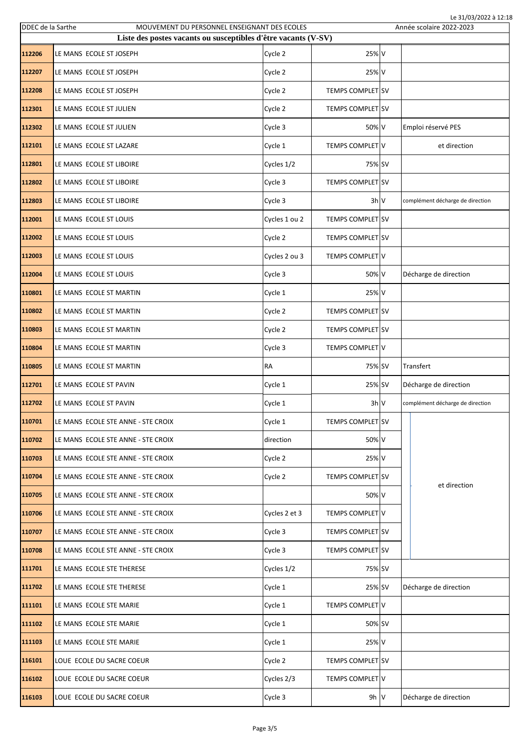DDEC de la Sarthe — MOUVEMENT DU PERSONNEL ENSEIGNANT DES ECOLES — Année scolaire 2022-2023

Le 31/03/2022 à 12:18

## Liste des postes vacants ou susceptibles d'être vacants (V-SV)

| | | | | | |
|---|---|---|---|---|---|
| 112206 | LE MANS ECOLE ST JOSEPH | Cycle 2 | 25% | V | |
| 112207 | LE MANS ECOLE ST JOSEPH | Cycle 2 | 25% | V | |
| 112208 | LE MANS ECOLE ST JOSEPH | Cycle 2 | TEMPS COMPLET | SV | |
| 112301 | LE MANS ECOLE ST JULIEN | Cycle 2 | TEMPS COMPLET | SV | |
| 112302 | LE MANS ECOLE ST JULIEN | Cycle 3 | 50% | V | Emploi réservé PES |
| 112101 | LE MANS ECOLE ST LAZARE | Cycle 1 | TEMPS COMPLET | V | et direction |
| 112801 | LE MANS ECOLE ST LIBOIRE | Cycles 1/2 | 75% | SV | |
| 112802 | LE MANS ECOLE ST LIBOIRE | Cycle 3 | TEMPS COMPLET | SV | |
| 112803 | LE MANS ECOLE ST LIBOIRE | Cycle 3 | 3h | V | complément décharge de direction |
| 112001 | LE MANS ECOLE ST LOUIS | Cycles 1 ou 2 | TEMPS COMPLET | SV | |
| 112002 | LE MANS ECOLE ST LOUIS | Cycle 2 | TEMPS COMPLET | SV | |
| 112003 | LE MANS ECOLE ST LOUIS | Cycles 2 ou 3 | TEMPS COMPLET | V | |
| 112004 | LE MANS ECOLE ST LOUIS | Cycle 3 | 50% | V | Décharge de direction |
| 110801 | LE MANS ECOLE ST MARTIN | Cycle 1 | 25% | V | |
| 110802 | LE MANS ECOLE ST MARTIN | Cycle 2 | TEMPS COMPLET | SV | |
| 110803 | LE MANS ECOLE ST MARTIN | Cycle 2 | TEMPS COMPLET | SV | |
| 110804 | LE MANS ECOLE ST MARTIN | Cycle 3 | TEMPS COMPLET | V | |
| 110805 | LE MANS ECOLE ST MARTIN | RA | 75% | SV | Transfert |
| 112701 | LE MANS ECOLE ST PAVIN | Cycle 1 | 25% | SV | Décharge de direction |
| 112702 | LE MANS ECOLE ST PAVIN | Cycle 1 | 3h | V | complément décharge de direction |
| 110701 | LE MANS ECOLE STE ANNE - STE CROIX | Cycle 1 | TEMPS COMPLET | SV | et direction |
| 110702 | LE MANS ECOLE STE ANNE - STE CROIX | direction | 50% | V | |
| 110703 | LE MANS ECOLE STE ANNE - STE CROIX | Cycle 2 | 25% | V | |
| 110704 | LE MANS ECOLE STE ANNE - STE CROIX | Cycle 2 | TEMPS COMPLET | SV | |
| 110705 | LE MANS ECOLE STE ANNE - STE CROIX | | 50% | V | |
| 110706 | LE MANS ECOLE STE ANNE - STE CROIX | Cycles 2 et 3 | TEMPS COMPLET | V | |
| 110707 | LE MANS ECOLE STE ANNE - STE CROIX | Cycle 3 | TEMPS COMPLET | SV | |
| 110708 | LE MANS ECOLE STE ANNE - STE CROIX | Cycle 3 | TEMPS COMPLET | SV | |
| 111701 | LE MANS ECOLE STE THERESE | Cycles 1/2 | 75% | SV | |
| 111702 | LE MANS ECOLE STE THERESE | Cycle 1 | 25% | SV | Décharge de direction |
| 111101 | LE MANS ECOLE STE MARIE | Cycle 1 | TEMPS COMPLET | V | |
| 111102 | LE MANS ECOLE STE MARIE | Cycle 1 | 50% | SV | |
| 111103 | LE MANS ECOLE STE MARIE | Cycle 1 | 25% | V | |
| 116101 | LOUE ECOLE DU SACRE COEUR | Cycle 2 | TEMPS COMPLET | SV | |
| 116102 | LOUE ECOLE DU SACRE COEUR | Cycles 2/3 | TEMPS COMPLET | V | |
| 116103 | LOUE ECOLE DU SACRE COEUR | Cycle 3 | 9h | V | Décharge de direction |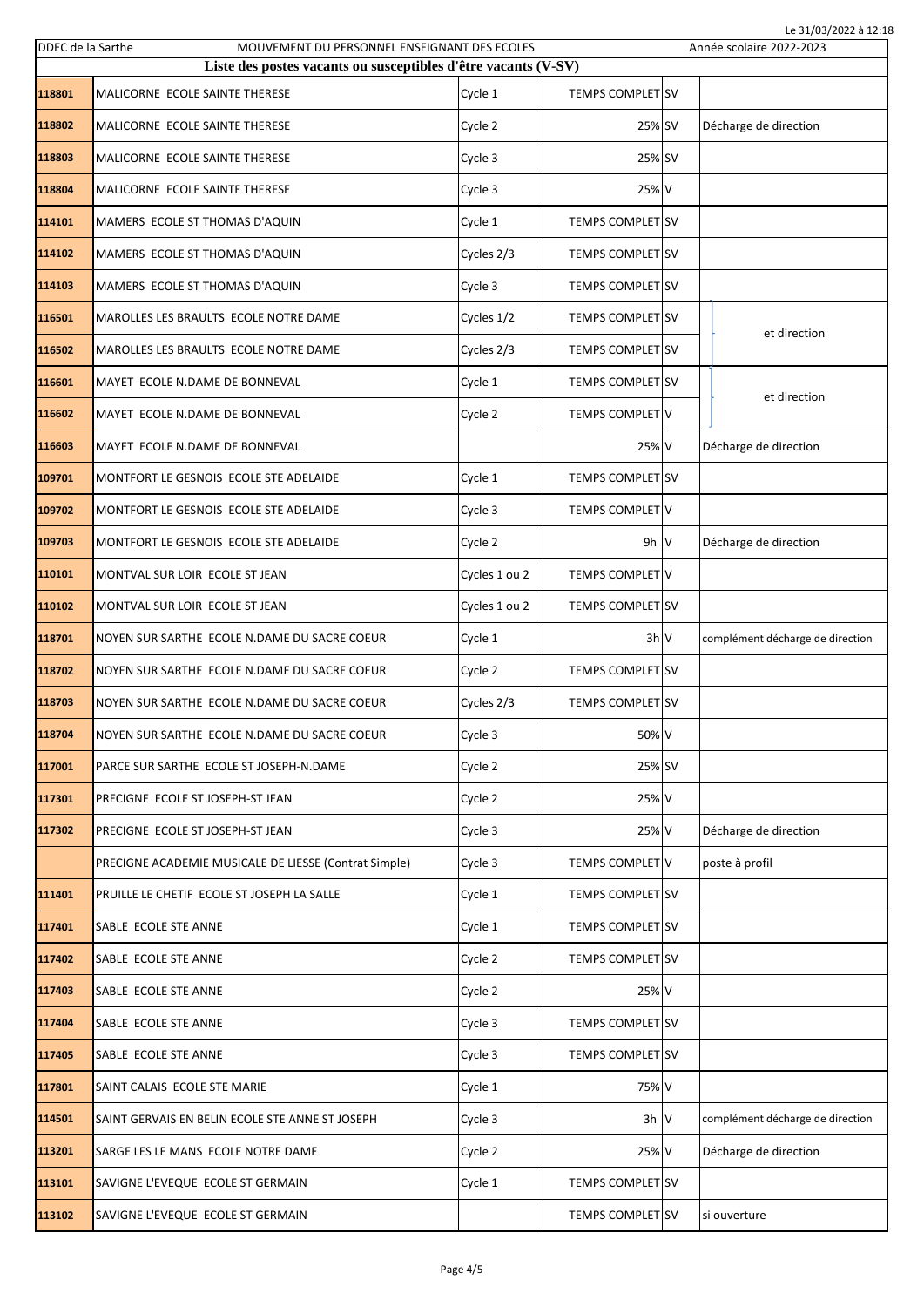Le 31/03/2022 à 12:18

DDEC de la Sarthe — MOUVEMENT DU PERSONNEL ENSEIGNANT DES ECOLES — Année scolaire 2022-2023

**Liste des postes vacants ou susceptibles d'être vacants (V-SV)**

| | | | | | |
|---|---|---|---|---|---|
| 118801 | MALICORNE ECOLE SAINTE THERESE | Cycle 1 | TEMPS COMPLET | SV | |
| 118802 | MALICORNE ECOLE SAINTE THERESE | Cycle 2 | 25% | SV | Décharge de direction |
| 118803 | MALICORNE ECOLE SAINTE THERESE | Cycle 3 | 25% | SV | |
| 118804 | MALICORNE ECOLE SAINTE THERESE | Cycle 3 | 25% | V | |
| 114101 | MAMERS ECOLE ST THOMAS D'AQUIN | Cycle 1 | TEMPS COMPLET | SV | |
| 114102 | MAMERS ECOLE ST THOMAS D'AQUIN | Cycles 2/3 | TEMPS COMPLET | SV | |
| 114103 | MAMERS ECOLE ST THOMAS D'AQUIN | Cycle 3 | TEMPS COMPLET | SV | |
| 116501 | MAROLLES LES BRAULTS ECOLE NOTRE DAME | Cycles 1/2 | TEMPS COMPLET | SV | et direction |
| 116502 | MAROLLES LES BRAULTS ECOLE NOTRE DAME | Cycles 2/3 | TEMPS COMPLET | SV | |
| 116601 | MAYET ECOLE N.DAME DE BONNEVAL | Cycle 1 | TEMPS COMPLET | SV | et direction |
| 116602 | MAYET ECOLE N.DAME DE BONNEVAL | Cycle 2 | TEMPS COMPLET | V | |
| 116603 | MAYET ECOLE N.DAME DE BONNEVAL | | 25% | V | Décharge de direction |
| 109701 | MONTFORT LE GESNOIS ECOLE STE ADELAIDE | Cycle 1 | TEMPS COMPLET | SV | |
| 109702 | MONTFORT LE GESNOIS ECOLE STE ADELAIDE | Cycle 3 | TEMPS COMPLET | V | |
| 109703 | MONTFORT LE GESNOIS ECOLE STE ADELAIDE | Cycle 2 | 9h | V | Décharge de direction |
| 110101 | MONTVAL SUR LOIR ECOLE ST JEAN | Cycles 1 ou 2 | TEMPS COMPLET | V | |
| 110102 | MONTVAL SUR LOIR ECOLE ST JEAN | Cycles 1 ou 2 | TEMPS COMPLET | SV | |
| 118701 | NOYEN SUR SARTHE ECOLE N.DAME DU SACRE COEUR | Cycle 1 | 3h | V | complément décharge de direction |
| 118702 | NOYEN SUR SARTHE ECOLE N.DAME DU SACRE COEUR | Cycle 2 | TEMPS COMPLET | SV | |
| 118703 | NOYEN SUR SARTHE ECOLE N.DAME DU SACRE COEUR | Cycles 2/3 | TEMPS COMPLET | SV | |
| 118704 | NOYEN SUR SARTHE ECOLE N.DAME DU SACRE COEUR | Cycle 3 | 50% | V | |
| 117001 | PARCE SUR SARTHE ECOLE ST JOSEPH-N.DAME | Cycle 2 | 25% | SV | |
| 117301 | PRECIGNE ECOLE ST JOSEPH-ST JEAN | Cycle 2 | 25% | V | |
| 117302 | PRECIGNE ECOLE ST JOSEPH-ST JEAN | Cycle 3 | 25% | V | Décharge de direction |
| | PRECIGNE ACADEMIE MUSICALE DE LIESSE (Contrat Simple) | Cycle 3 | TEMPS COMPLET | V | poste à profil |
| 111401 | PRUILLE LE CHETIF ECOLE ST JOSEPH LA SALLE | Cycle 1 | TEMPS COMPLET | SV | |
| 117401 | SABLE ECOLE STE ANNE | Cycle 1 | TEMPS COMPLET | SV | |
| 117402 | SABLE ECOLE STE ANNE | Cycle 2 | TEMPS COMPLET | SV | |
| 117403 | SABLE ECOLE STE ANNE | Cycle 2 | 25% | V | |
| 117404 | SABLE ECOLE STE ANNE | Cycle 3 | TEMPS COMPLET | SV | |
| 117405 | SABLE ECOLE STE ANNE | Cycle 3 | TEMPS COMPLET | SV | |
| 117801 | SAINT CALAIS ECOLE STE MARIE | Cycle 1 | 75% | V | |
| 114501 | SAINT GERVAIS EN BELIN ECOLE STE ANNE ST JOSEPH | Cycle 3 | 3h | V | complément décharge de direction |
| 113201 | SARGE LES LE MANS ECOLE NOTRE DAME | Cycle 2 | 25% | V | Décharge de direction |
| 113101 | SAVIGNE L'EVEQUE ECOLE ST GERMAIN | Cycle 1 | TEMPS COMPLET | SV | |
| 113102 | SAVIGNE L'EVEQUE ECOLE ST GERMAIN | | TEMPS COMPLET | SV | si ouverture |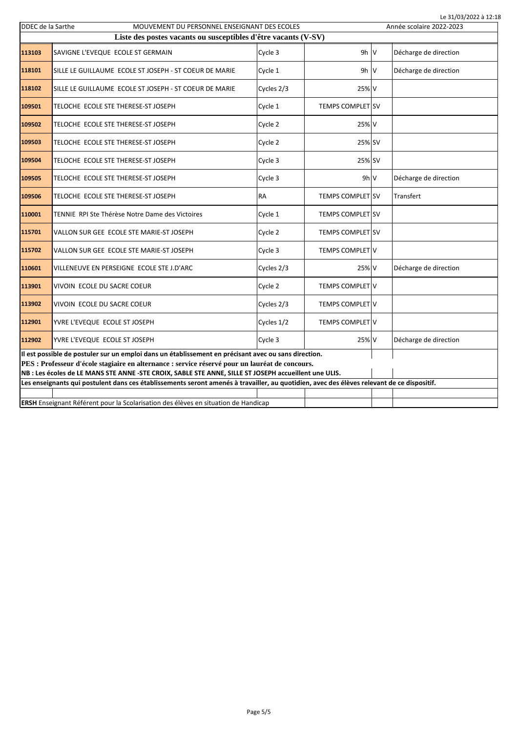Le 31/03/2022 à 12:18

DDEC de la Sarthe — MOUVEMENT DU PERSONNEL ENSEIGNANT DES ECOLES — Année scolaire 2022-2023

**Liste des postes vacants ou susceptibles d'être vacants (V-SV)**

| | | | | | |
|---|---|---|---|---|---|
| **113103** | SAVIGNE L'EVEQUE ECOLE ST GERMAIN | Cycle 3 | 9h | V | Décharge de direction |
| **118101** | SILLE LE GUILLAUME ECOLE ST JOSEPH - ST COEUR DE MARIE | Cycle 1 | 9h | V | Décharge de direction |
| **118102** | SILLE LE GUILLAUME ECOLE ST JOSEPH - ST COEUR DE MARIE | Cycles 2/3 | 25% | V | |
| **109501** | TELOCHE ECOLE STE THERESE-ST JOSEPH | Cycle 1 | TEMPS COMPLET | SV | |
| **109502** | TELOCHE ECOLE STE THERESE-ST JOSEPH | Cycle 2 | 25% | V | |
| **109503** | TELOCHE ECOLE STE THERESE-ST JOSEPH | Cycle 2 | 25% | SV | |
| **109504** | TELOCHE ECOLE STE THERESE-ST JOSEPH | Cycle 3 | 25% | SV | |
| **109505** | TELOCHE ECOLE STE THERESE-ST JOSEPH | Cycle 3 | 9h | V | Décharge de direction |
| **109506** | TELOCHE ECOLE STE THERESE-ST JOSEPH | RA | TEMPS COMPLET | SV | Transfert |
| **110001** | TENNIE RPI Ste Thérèse Notre Dame des Victoires | Cycle 1 | TEMPS COMPLET | SV | |
| **115701** | VALLON SUR GEE ECOLE STE MARIE-ST JOSEPH | Cycle 2 | TEMPS COMPLET | SV | |
| **115702** | VALLON SUR GEE ECOLE STE MARIE-ST JOSEPH | Cycle 3 | TEMPS COMPLET | V | |
| **110601** | VILLENEUVE EN PERSEIGNE ECOLE STE J.D'ARC | Cycles 2/3 | 25% | V | Décharge de direction |
| **113901** | VIVOIN ECOLE DU SACRE COEUR | Cycle 2 | TEMPS COMPLET | V | |
| **113902** | VIVOIN ECOLE DU SACRE COEUR | Cycles 2/3 | TEMPS COMPLET | V | |
| **112901** | YVRE L'EVEQUE ECOLE ST JOSEPH | Cycles 1/2 | TEMPS COMPLET | V | |
| **112902** | YVRE L'EVEQUE ECOLE ST JOSEPH | Cycle 3 | 25% | V | Décharge de direction |

**Il est possible de postuler sur un emploi dans un établissement en précisant avec ou sans direction.**

**PES : Professeur d'école stagiaire en alternance : service réservé pour un lauréat de concours.**

**NB : Les écoles de LE MANS STE ANNE -STE CROIX, SABLE STE ANNE, SILLE ST JOSEPH accueillent une ULIS.**

**Les enseignants qui postulent dans ces établissements seront amenés à travailler, au quotidien, avec des élèves relevant de ce dispositif.**

**ERSH** Enseignant Référent pour la Scolarisation des élèves en situation de Handicap